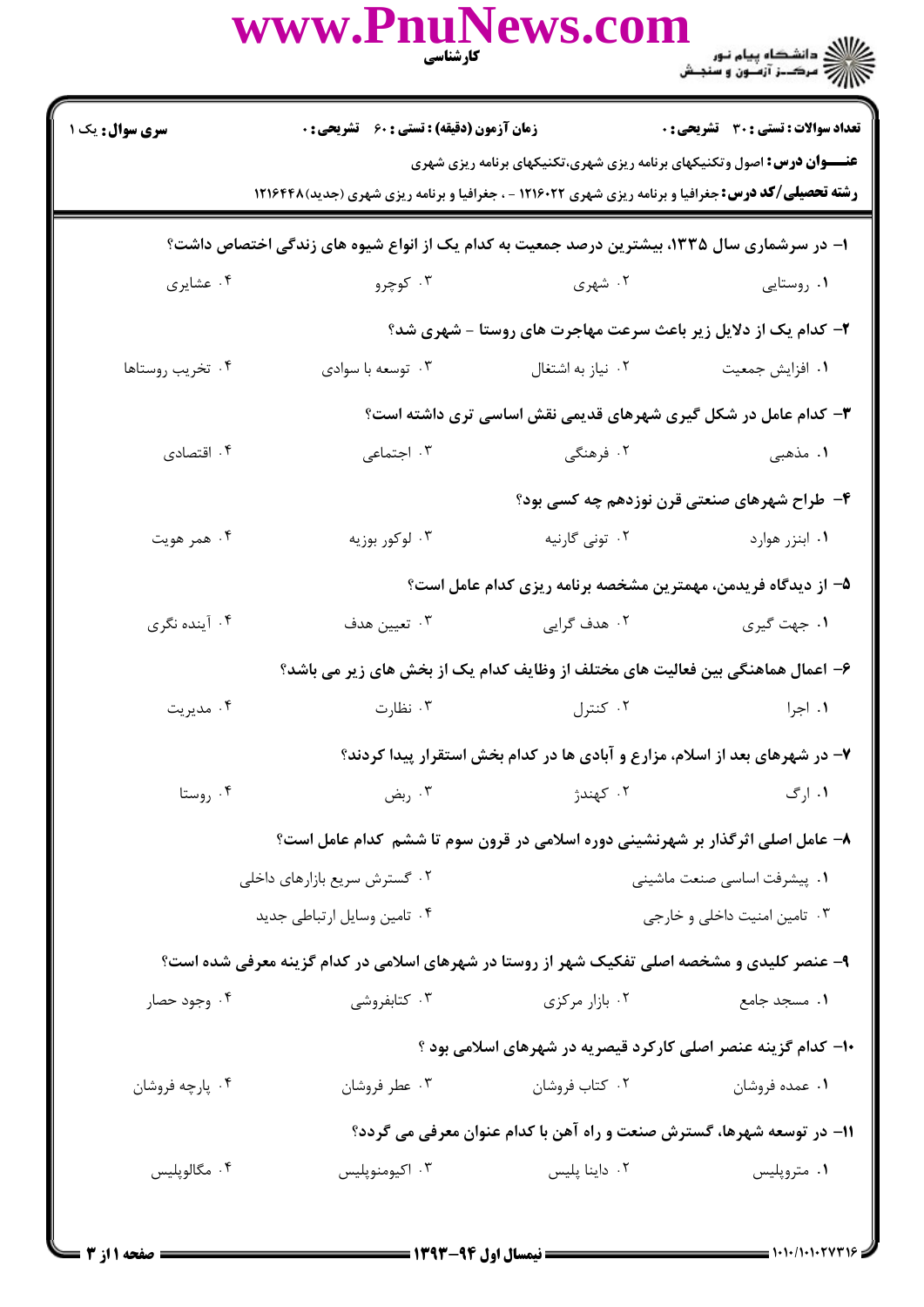کارشناسی

دانشگاه پیام نور
مرکز آزمون و سنجش

**سری سوال:** یک ۱

**زمان آزمون (دقیقه) : تستی : ۶۰ تشریحی : ۰**

**تعداد سوالات : تستی : ۳۰ تشریحی : ۰**

**عنـــوان درس:** اصول وتکنیکهای برنامه ریزی شهری،تکنیکهای برنامه ریزی شهری

**رشته تحصیلی/کد درس:** جغرافیا و برنامه ریزی شهری ۱۲۱۶۰۲۲ - ، جغرافیا و برنامه ریزی شهری (جدید)۱۲۱۶۴۴۸

**۱- در سرشماری سال ۱۳۳۵، بیشترین درصد جمعیت به کدام یک از انواع شیوه های زندگی اختصاص داشت؟**

۱. روستایی
۲. شهری
۳. کوچرو
۴. عشایری

**۲- کدام یک از دلایل زیر باعث سرعت مهاجرت های روستا - شهری شد؟**

۱. افزایش جمعیت
۲. نیاز به اشتغال
۳. توسعه با سوادی
۴. تخریب روستاها

**۳- کدام عامل در شکل گیری شهرهای قدیمی نقش اساسی تری داشته است؟**

۱. مذهبی
۲. فرهنگی
۳. اجتماعی
۴. اقتصادی

**۴- طراح شهرهای صنعتی قرن نوزدهم چه کسی بود؟**

۱. ابنزر هوارد
۲. تونی گارنیه
۳. لوکور بوزیه
۴. همر هویت

**۵- از دیدگاه فریدمن، مهمترین مشخصه برنامه ریزی کدام عامل است؟**

۱. جهت گیری
۲. هدف گرایی
۳. تعیین هدف
۴. آینده نگری

**۶- اعمال هماهنگی بین فعالیت های مختلف از وظایف کدام یک از بخش های زیر می باشد؟**

۱. اجرا
۲. کنترل
۳. نظارت
۴. مدیریت

**۷- در شهرهای بعد از اسلام، مزارع و آبادی ها در کدام بخش استقرار پیدا کردند؟**

۱. ارگ
۲. کهندژ
۳. ربض
۴. روستا

**۸- عامل اصلی اثرگذار بر شهرنشینی دوره اسلامی در قرون سوم تا ششم کدام عامل است؟**

۱. پیشرفت اساسی صنعت ماشینی
۲. گسترش سریع بازارهای داخلی
۳. تامین امنیت داخلی و خارجی
۴. تامین وسایل ارتباطی جدید

**۹- عنصر کلیدی و مشخصه اصلی تفکیک شهر از روستا در شهرهای اسلامی در کدام گزینه معرفی شده است؟**

۱. مسجد جامع
۲. بازار مرکزی
۳. کتابفروشی
۴. وجود حصار

**۱۰- کدام گزینه عنصر اصلی کارکرد قیصریه در شهرهای اسلامی بود ؟**

۱. عمده فروشان
۲. کتاب فروشان
۳. عطر فروشان
۴. پارچه فروشان

**۱۱- در توسعه شهرها، گسترش صنعت و راه آهن با کدام عنوان معرفی می گردد؟**

۱. متروپلیس
۲. داینا پلیس
۳. اکیومنوپلیس
۴. مگالوپلیس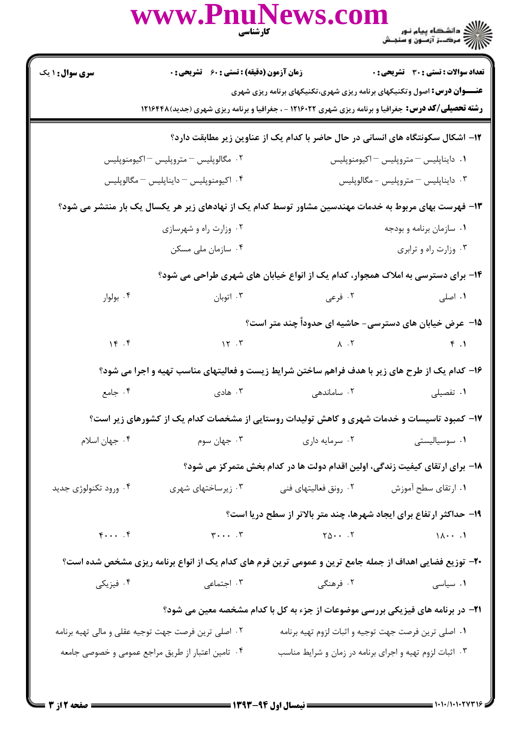**سری سوال:** ۱ یک

**زمان آزمون (دقیقه) : تستی : ۶۰ تشریحی : ۰**

**تعداد سوالات : تستی : ۳۰ تشریحی : ۰**

**عنـــوان درس:** اصول وتکنیکهای برنامه ریزی شهری،تکنیکهای برنامه ریزی شهری

**رشته تحصیلی/کد درس:** جغرافیا و برنامه ریزی شهری ۱۲۱۶۰۲۲ - ، جغرافیا و برنامه ریزی شهری (جدید)۱۲۱۶۴۴۸

۱۲- اشکال سکونتگاه های انسانی در حال حاضر با کدام یک از عناوین زیر مطابقت دارد؟

۱. دایناپلیس – متروپلیس – اکیومنوپلیس

۲. مگالوپلیس – متروپلیس – اکیومنوپلیس

۳. دایناپلیس – متروپلیس - مگالوپلیس

۴. اکیومنوپلیس – دایناپلیس – مگالوپلیس

۱۳- فهرست بهای مربوط به خدمات مهندسین مشاور توسط کدام یک از نهادهای زیر هر یکسال یک بار منتشر می شود؟

۱. سازمان برنامه و بودجه

۲. وزارت راه و شهرسازی

۳. وزارت راه و ترابری

۴. سازمان ملی مسکن

۱۴- برای دسترسی به املاک همجوار، کدام یک از انواع خیابان های شهری طراحی می شود؟

۱. اصلی

۲. فرعی

۳. اتوبان

۴. بولوار

۱۵- عرض خیابان های دسترسی- حاشیه ای حدوداً چند متر است؟

۱. ۴

۲. ۸

۳. ۱۲

۴. ۱۴

۱۶- کدام یک از طرح های زیر با هدف فراهم ساختن شرایط زیست و فعالیتهای مناسب تهیه و اجرا می شود؟

۱. تفصیلی

۲. ساماندهی

۳. هادی

۴. جامع

۱۷- کمبود تاسیسات و خدمات شهری و کاهش تولیدات روستایی از مشخصات کدام یک از کشورهای زیر است؟

۱. سوسیالیستی

۲. سرمایه داری

۳. جهان سوم

۴. جهان اسلام

۱۸- برای ارتقای کیفیت زندگی، اولین اقدام دولت ها در کدام بخش متمرکز می شود؟

۱. ارتقای سطح آموزش

۲. رونق فعالیتهای فنی

۳. زیرساختهای شهری

۴. ورود تکنولوژی جدید

۱۹- حداکثر ارتفاع برای ایجاد شهرها، چند متر بالاتر از سطح دریا است؟

۱. ۱۸۰۰

۲. ۲۵۰۰

۳. ۳۰۰۰

۴. ۴۰۰۰

۲۰- توزیع فضایی اهداف از جمله جامع ترین و عمومی ترین فرم های کدام یک از انواع برنامه ریزی مشخص شده است؟

۱. سیاسی

۲. فرهنگی

۳. اجتماعی

۴. فیزیکی

۲۱- در برنامه های فیزیکی بررسی موضوعات از جزء به کل با کدام مشخصه معین می شود؟

۱. اصلی ترین فرصت جهت توجیه و اثبات لزوم تهیه برنامه

۲. اصلی ترین فرصت جهت توجیه عقلی و مالی تهیه برنامه

۳. اثبات لزوم تهیه و اجرای برنامه در زمان و شرایط مناسب

۴. تامین اعتبار از طریق مراجع عمومی و خصوصی جامعه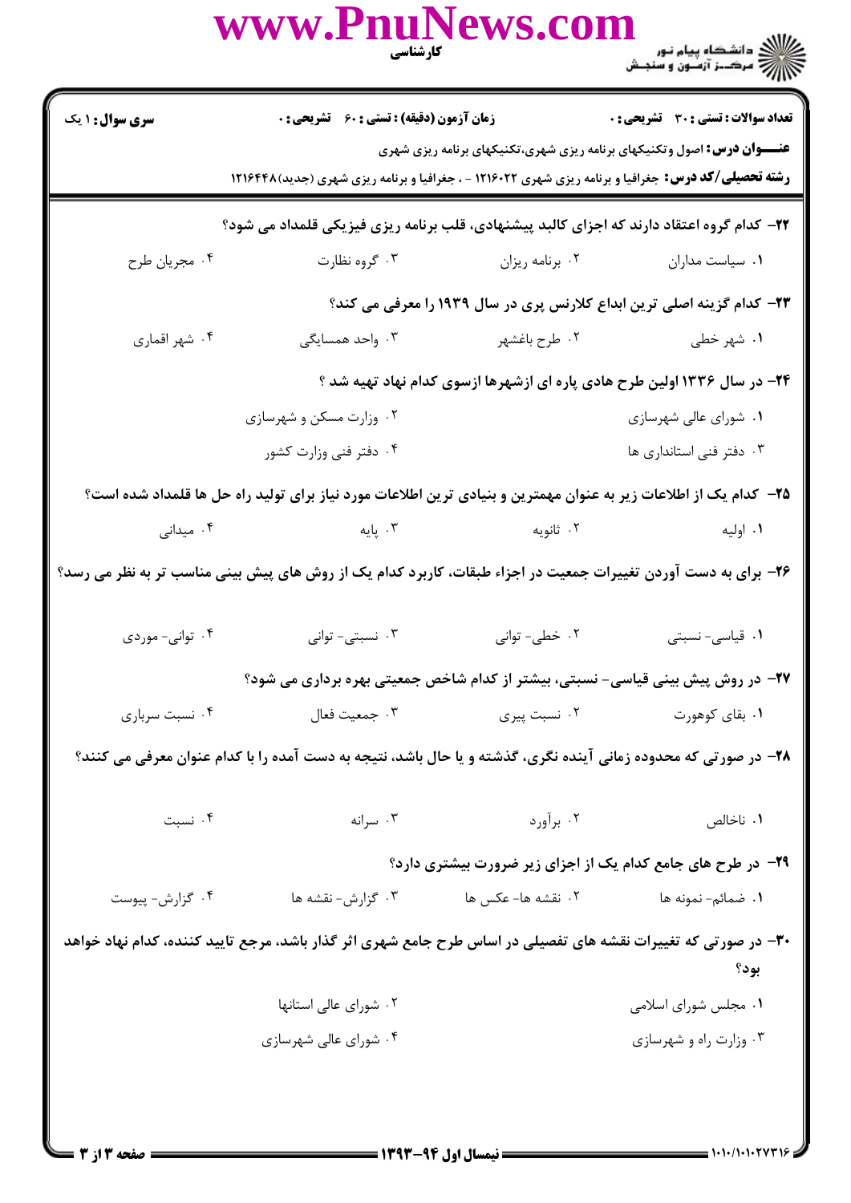**سری سوال:** ۱ یک | **زمان آزمون (دقیقه) : تستی :** ۶۰ **تشریحی :** ۰ | **تعداد سوالات : تستی :** ۳۰ **تشریحی :** ۰

**عنـــوان درس:** اصول وتکنیکهای برنامه ریزی شهری،تکنیکهای برنامه ریزی شهری

**رشته تحصیلی/کد درس:** جغرافیا و برنامه ریزی شهری ۱۲۱۶۰۲۲ - ، جغرافیا و برنامه ریزی شهری (جدید)۱۲۱۶۴۴۸

۲۲- کدام گروه اعتقاد دارند که اجزای کالبد پیشنهادی، قلب برنامه ریزی فیزیکی قلمداد می شود؟

۱. سیاست مداران ۲. برنامه ریزان ۳. گروه نظارت ۴. مجریان طرح

۲۳- کدام گزینه اصلی ترین ابداع کلارنس پری در سال ۱۹۳۹ را معرفی می کند؟

۱. شهر خطی ۲. طرح باغشهر ۳. واحد همسایگی ۴. شهر اقماری

۲۴- در سال ۱۳۳۶ اولین طرح هادی پاره ای ازشهرها ازسوی کدام نهاد تهیه شد ؟

۱. شورای عالی شهرسازی ۲. وزارت مسکن و شهرسازی

۳. دفتر فنی استانداری ها ۴. دفتر فنی وزارت کشور

۲۵- کدام یک از اطلاعات زیر به عنوان مهمترین و بنیادی ترین اطلاعات مورد نیاز برای تولید راه حل ها قلمداد شده است؟

۱. اولیه ۲. ثانویه ۳. پایه ۴. میدانی

۲۶- برای به دست آوردن تغییرات جمعیت در اجزاء طبقات، کاربرد کدام یک از روش های پیش بینی مناسب تر به نظر می رسد؟

۱. قیاسی- نسبتی ۲. خطی- توانی ۳. نسبتی- توانی ۴. توانی- موردی

۲۷- در روش پیش بینی قیاسی- نسبتی، بیشتر از کدام شاخص جمعیتی بهره برداری می شود؟

۱. بقای کوهورت ۲. نسبت پیری ۳. جمعیت فعال ۴. نسبت سرباری

۲۸- در صورتی که محدوده زمانی آینده نگری، گذشته و یا حال باشد، نتیجه به دست آمده را با کدام عنوان معرفی می کنند؟

۱. ناخالص ۲. برآورد ۳. سرانه ۴. نسبت

۲۹- در طرح های جامع کدام یک از اجزای زیر ضرورت بیشتری دارد؟

۱. ضمائم- نمونه ها ۲. نقشه ها- عکس ها ۳. گزارش- نقشه ها ۴. گزارش- پیوست

۳۰- در صورتی که تغییرات نقشه های تفصیلی در اساس طرح جامع شهری اثر گذار باشد، مرجع تایید کننده، کدام نهاد خواهد بود؟

۱. مجلس شورای اسلامی ۲. شورای عالی استانها

۳. وزارت راه و شهرسازی ۴. شورای عالی شهرسازی